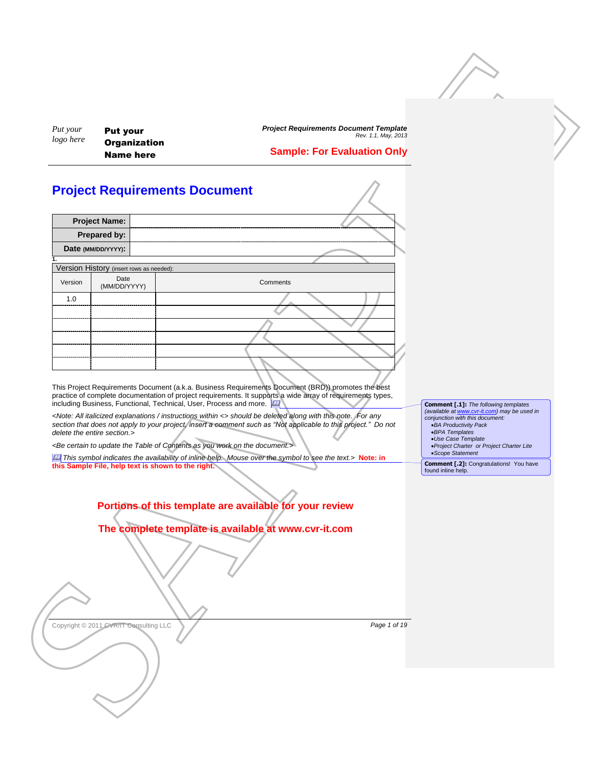Put your logo here

**Put your Organization Name here**

***Project Requirements Document Template***
*Rev. 1.1, May, 2013*

**Sample: For Evaluation Only**

# Project Requirements Document

| **Project Name:** | |
|---|---|
| **Prepared by:** | |
| **Date (MM/DD/YYYY):** | |

**1.**

Version History (insert rows as needed):

| Version | Date (MM/DD/YYYY) | Comments |
|---|---|---|
| 1.0 | | |
| | | |
| | | |
| | | |
| | | |
| | | |

This Project Requirements Document (a.k.a. Business Requirements Document (BRD)) promotes the best practice of complete documentation of project requirements. It supports a wide array of requirements types, including Business, Functional, Technical, User, Process and more.

*<Note: All italicized explanations / instructions within <> should be deleted along with this note. For any section that does not apply to your project, insert a comment such as "Not applicable to this project." Do not delete the entire section.>*

*<Be certain to update the Table of Contents as you work on the document.>*

*This symbol indicates the availability of inline help. Mouse over the symbol to see the text.>* **Note: in this Sample File, help text is shown to the right.**

**Comment [.1]:** *The following templates (available at www.cvr-it.com) may be used in conjunction with this document:*
- *BA Productivity Pack*
- *BPA Templates*
- *Use Case Template*
- *Project Charter or Project Charter Lite*
- *Scope Statement*

**Comment [.2]:** Congratulations! You have found inline help.

**Portions of this template are available for your review**

**The complete template is available at www.cvr-it.com**

Copyright © 2011 CVR/IT Consulting LLC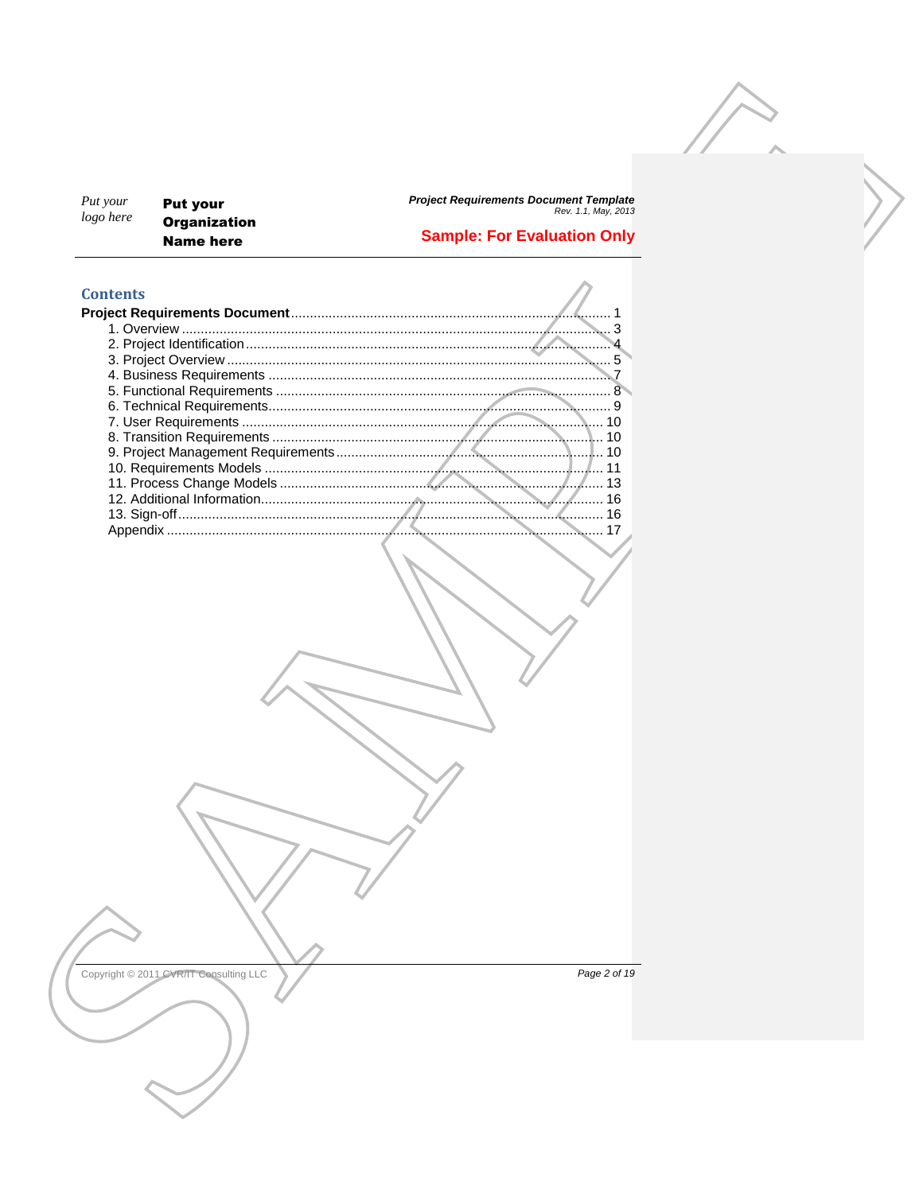## Contents

**Project Requirements Document** ........ 1
- 1. Overview ........ 3
- 2. Project Identification ........ 4
- 3. Project Overview ........ 5
- 4. Business Requirements ........ 7
- 5. Functional Requirements ........ 8
- 6. Technical Requirements ........ 9
- 7. User Requirements ........ 10
- 8. Transition Requirements ........ 10
- 9. Project Management Requirements ........ 10
- 10. Requirements Models ........ 11
- 11. Process Change Models ........ 13
- 12. Additional Information ........ 16
- 13. Sign-off ........ 16
- Appendix ........ 17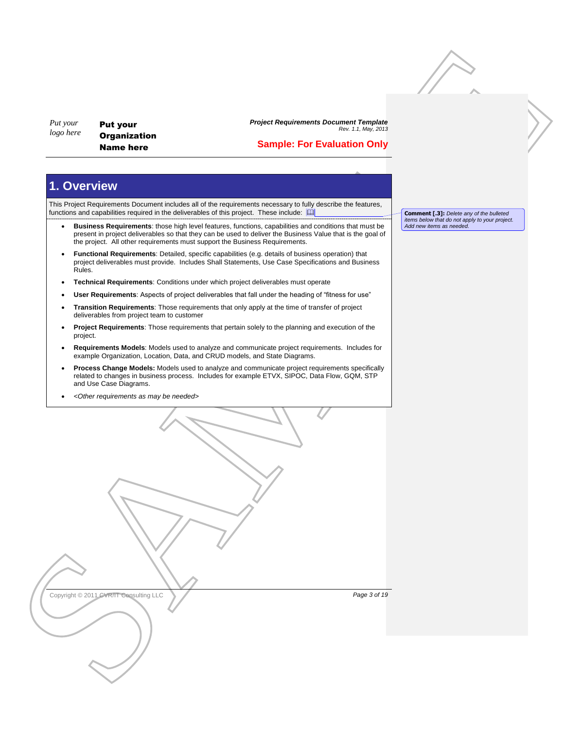# 1. Overview

This Project Requirements Document includes all of the requirements necessary to fully describe the features, functions and capabilities required in the deliverables of this project. These include:

> **Comment [.3]:** *Delete any of the bulleted items below that do not apply to your project. Add new items as needed.*

- **Business Requirements**: those high level features, functions, capabilities and conditions that must be present in project deliverables so that they can be used to deliver the Business Value that is the goal of the project. All other requirements must support the Business Requirements.
- **Functional Requirements**: Detailed, specific capabilities (e.g. details of business operation) that project deliverables must provide. Includes Shall Statements, Use Case Specifications and Business Rules.
- **Technical Requirements**: Conditions under which project deliverables must operate
- **User Requirements**: Aspects of project deliverables that fall under the heading of "fitness for use"
- **Transition Requirements**: Those requirements that only apply at the time of transfer of project deliverables from project team to customer
- **Project Requirements**: Those requirements that pertain solely to the planning and execution of the project.
- **Requirements Models**: Models used to analyze and communicate project requirements. Includes for example Organization, Location, Data, and CRUD models, and State Diagrams.
- **Process Change Models:** Models used to analyze and communicate project requirements specifically related to changes in business process. Includes for example ETVX, SIPOC, Data Flow, GQM, STP and Use Case Diagrams.
- *<Other requirements as may be needed>*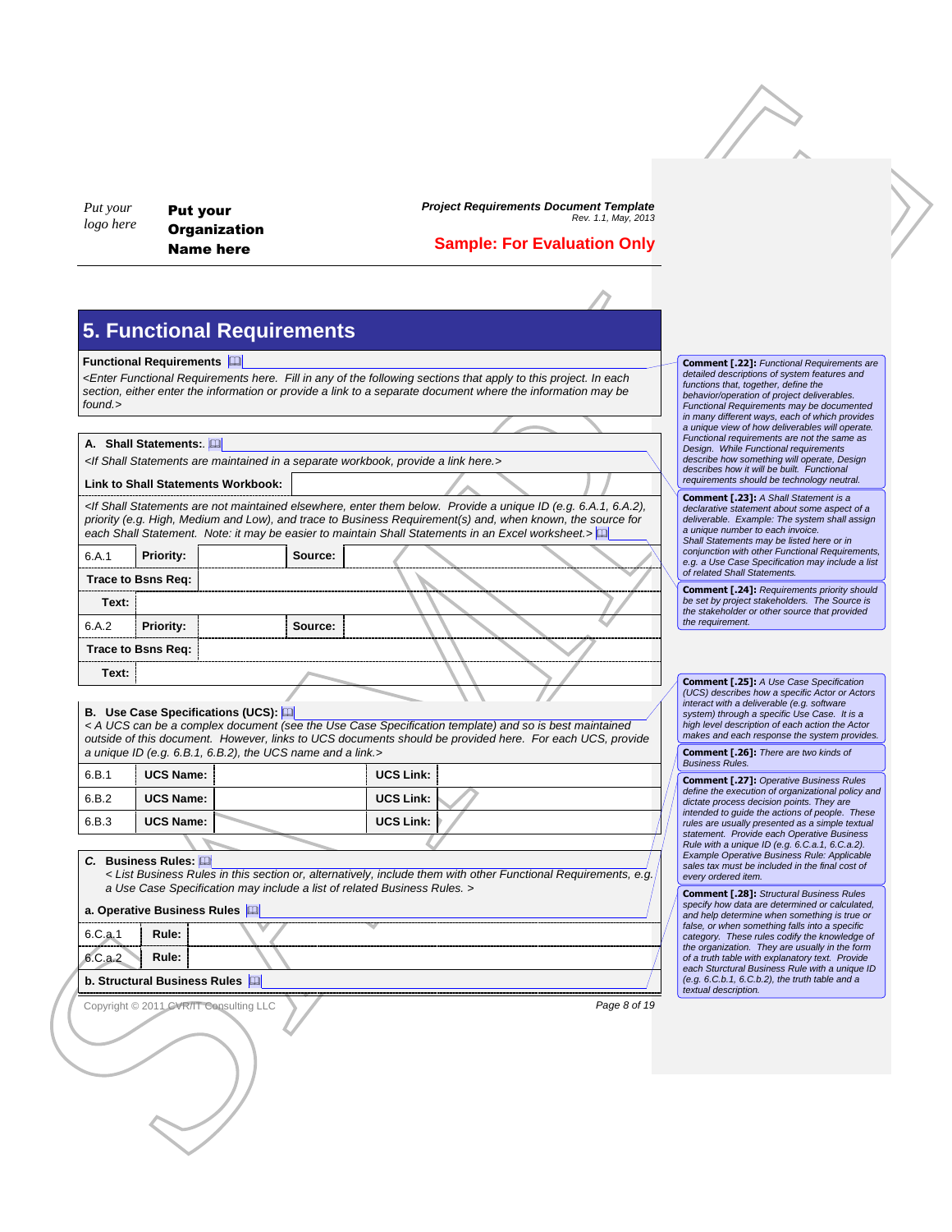# 5. Functional Requirements

**Functional Requirements**

*<Enter Functional Requirements here. Fill in any of the following sections that apply to this project. In each section, either enter the information or provide a link to a separate document where the information may be found.>*

**A. Shall Statements:**

*<If Shall Statements are maintained in a separate workbook, provide a link here.>*

| **Link to Shall Statements Workbook:** | |
|---|---|

*<If Shall Statements are not maintained elsewhere, enter them below. Provide a unique ID (e.g. 6.A.1, 6.A.2), priority (e.g. High, Medium and Low), and trace to Business Requirement(s) and, when known, the source for each Shall Statement. Note: it may be easier to maintain Shall Statements in an Excel worksheet.>*

| 6.A.1 | **Priority:** | | **Source:** | |
|---|---|---|---|---|
| **Trace to Bsns Req:** | | | | |
| **Text:** | | | | |
| 6.A.2 | **Priority:** | | **Source:** | |
| **Trace to Bsns Req:** | | | | |
| **Text:** | | | | |

**B. Use Case Specifications (UCS):**

*< A UCS can be a complex document (see the Use Case Specification template) and so is best maintained outside of this document. However, links to UCS documents should be provided here. For each UCS, provide a unique ID (e.g. 6.B.1, 6.B.2), the UCS name and a link.>*

| 6.B.1 | **UCS Name:** | | **UCS Link:** | |
|---|---|---|---|---|
| 6.B.2 | **UCS Name:** | | **UCS Link:** | |
| 6.B.3 | **UCS Name:** | | **UCS Link:** | |

***C.* Business Rules:**

*< List Business Rules in this section or, alternatively, include them with other Functional Requirements, e.g. a Use Case Specification may include a list of related Business Rules. >*

**a. Operative Business Rules**

| 6.C.a.1 | **Rule:** | |
|---|---|---|
| 6.C.a.2 | **Rule:** | |

**b. Structural Business Rules**

**Comment [.22]:** *Functional Requirements are detailed descriptions of system features and functions that, together, define the behavior/operation of project deliverables. Functional Requirements may be documented in many different ways, each of which provides a unique view of how deliverables will operate. Functional requirements are not the same as Design. While Functional requirements describe how something will operate, Design describes how it will be built. Functional requirements should be technology neutral.*

**Comment [.23]:** *A Shall Statement is a declarative statement about some aspect of a deliverable. Example: The system shall assign a unique number to each invoice. Shall Statements may be listed here or in conjunction with other Functional Requirements, e.g. a Use Case Specification may include a list of related Shall Statements.*

**Comment [.24]:** *Requirements priority should be set by project stakeholders. The Source is the stakeholder or other source that provided the requirement.*

**Comment [.25]:** *A Use Case Specification (UCS) describes how a specific Actor or Actors interact with a deliverable (e.g. software system) through a specific Use Case. It is a high level description of each action the Actor makes and each response the system provides.*

**Comment [.26]:** *There are two kinds of Business Rules.*

**Comment [.27]:** *Operative Business Rules define the execution of organizational policy and dictate process decision points. They are intended to guide the actions of people. These rules are usually presented as a simple textual statement. Provide each Operative Business Rule with a unique ID (e.g. 6.C.a.1, 6.C.a.2). Example Operative Business Rule: Applicable sales tax must be included in the final cost of every ordered item.*

**Comment [.28]:** *Structural Business Rules specify how data are determined or calculated, and help determine when something is true or false, or when something falls into a specific category. These rules codify the knowledge of the organization. They are usually in the form of a truth table with explanatory text. Provide each Sturctural Business Rule with a unique ID (e.g. 6.C.b.1, 6.C.b.2), the truth table and a textual description.*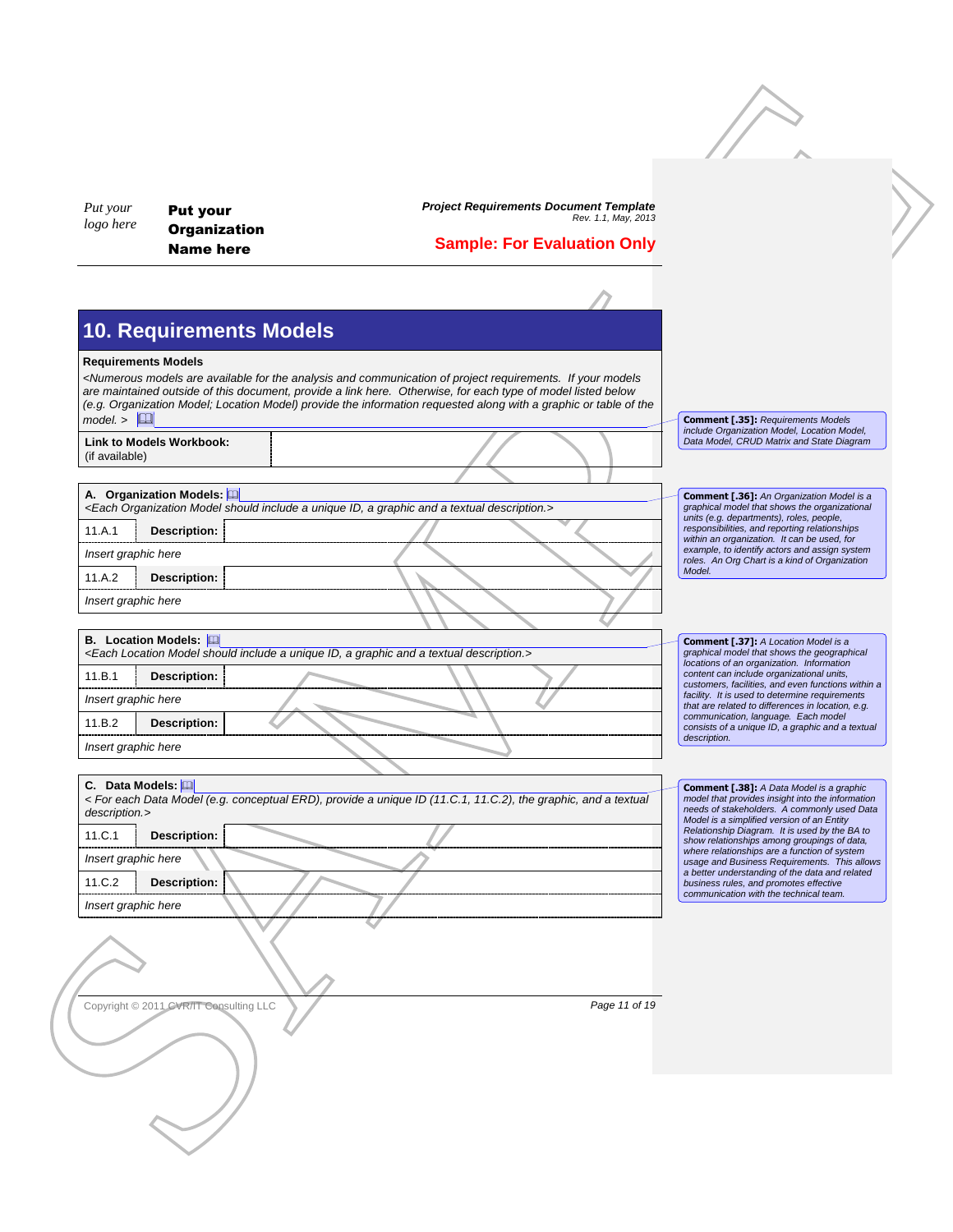## 10. Requirements Models

**Requirements Models**

*<Numerous models are available for the analysis and communication of project requirements. If your models are maintained outside of this document, provide a link here. Otherwise, for each type of model listed below (e.g. Organization Model; Location Model) provide the information requested along with a graphic or table of the model. >*

| **Link to Models Workbook:** (if available) | |
|---|---|

**Comment [.35]:** *Requirements Models include Organization Model, Location Model, Data Model, CRUD Matrix and State Diagram*

| **A. Organization Models:** *<Each Organization Model should include a unique ID, a graphic and a textual description.>* | |
|---|---|
| 11.A.1 | **Description:** |
| *Insert graphic here* | |
| 11.A.2 | **Description:** |
| *Insert graphic here* | |

**Comment [.36]:** *An Organization Model is a graphical model that shows the organizational units (e.g. departments), roles, people, responsibilities, and reporting relationships within an organization. It can be used, for example, to identify actors and assign system roles. An Org Chart is a kind of Organization Model.*

| **B. Location Models:** *<Each Location Model should include a unique ID, a graphic and a textual description.>* | |
|---|---|
| 11.B.1 | **Description:** |
| *Insert graphic here* | |
| 11.B.2 | **Description:** |
| *Insert graphic here* | |

**Comment [.37]:** *A Location Model is a graphical model that shows the geographical locations of an organization. Information content can include organizational units, customers, facilities, and even functions within a facility. It is used to determine requirements that are related to differences in location, e.g. communication, language. Each model consists of a unique ID, a graphic and a textual description.*

| **C. Data Models:** *< For each Data Model (e.g. conceptual ERD), provide a unique ID (11.C.1, 11.C.2), the graphic, and a textual description.>* | |
|---|---|
| 11.C.1 | **Description:** |
| *Insert graphic here* | |
| 11.C.2 | **Description:** |
| *Insert graphic here* | |

**Comment [.38]:** *A Data Model is a graphic model that provides insight into the information needs of stakeholders. A commonly used Data Model is a simplified version of an Entity Relationship Diagram. It is used by the BA to show relationships among groupings of data, where relationships are a function of system usage and Business Requirements. This allows a better understanding of the data and related business rules, and promotes effective communication with the technical team.*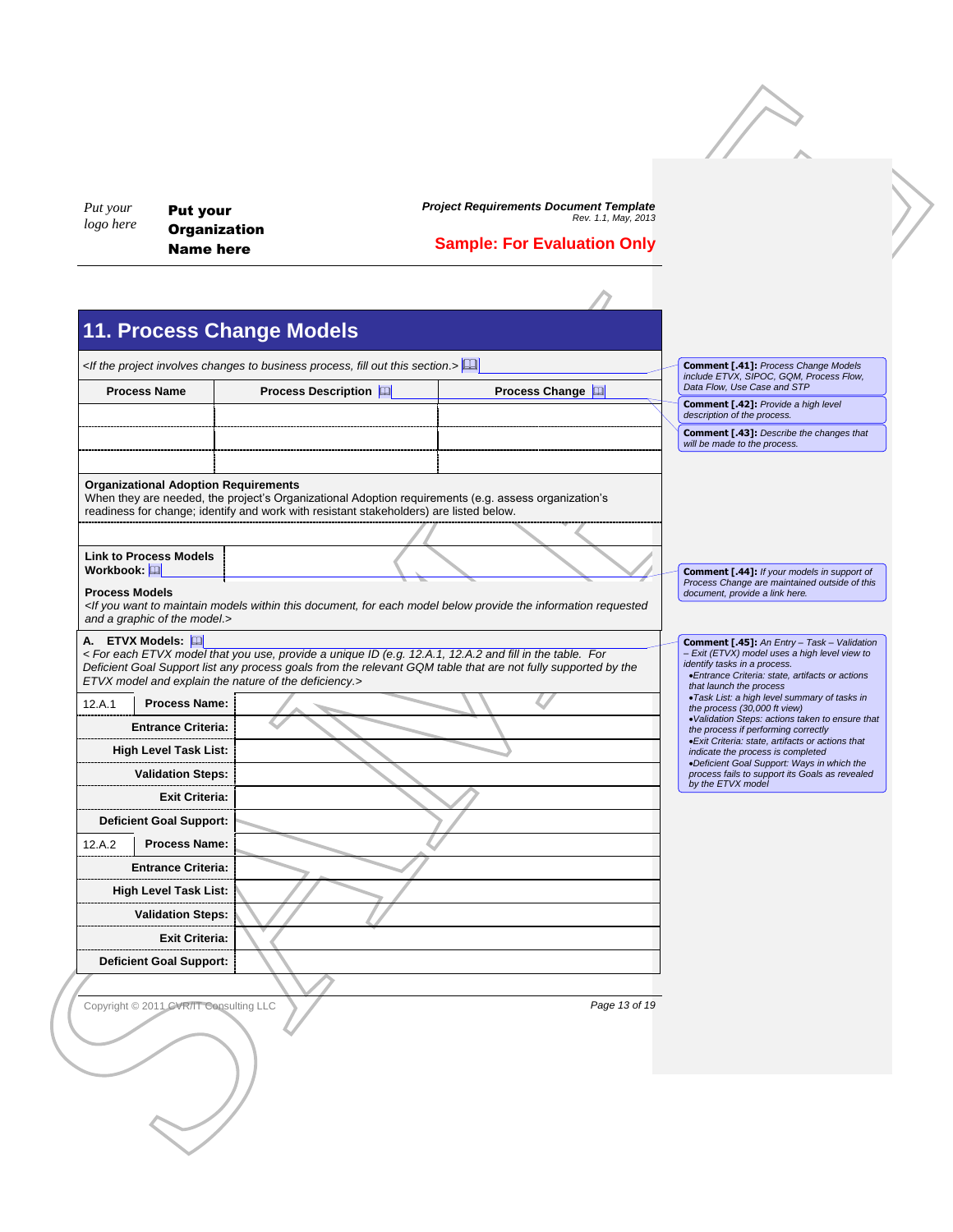Put your logo here

**Put your Organization Name here**

***Project Requirements Document Template***
*Rev. 1.1, May, 2013*

**Sample: For Evaluation Only**

# 11. Process Change Models

*<If the project involves changes to business process, fill out this section.>*

| Process Name | Process Description | Process Change |
|---|---|---|
| | | |
| | | |

**Organizational Adoption Requirements**
When they are needed, the project's Organizational Adoption requirements (e.g. assess organization's readiness for change; identify and work with resistant stakeholders) are listed below.

| | |
|---|---|
| **Link to Process Models Workbook:** | |

**Process Models**
*<If you want to maintain models within this document, for each model below provide the information requested and a graphic of the model.>*

**A. ETVX Models:**
*< For each ETVX model that you use, provide a unique ID (e.g. 12.A.1, 12.A.2 and fill in the table. For Deficient Goal Support list any process goals from the relevant GQM table that are not fully supported by the ETVX model and explain the nature of the deficiency.>*

| | | |
|---|---|---|
| 12.A.1 | **Process Name:** | |
| | **Entrance Criteria:** | |
| | **High Level Task List:** | |
| | **Validation Steps:** | |
| | **Exit Criteria:** | |
| | **Deficient Goal Support:** | |
| 12.A.2 | **Process Name:** | |
| | **Entrance Criteria:** | |
| | **High Level Task List:** | |
| | **Validation Steps:** | |
| | **Exit Criteria:** | |
| | **Deficient Goal Support:** | |

Copyright © 2011 CVR/IT Consulting LLC

**Comment [.41]:** *Process Change Models include ETVX, SIPOC, GQM, Process Flow, Data Flow, Use Case and STP*

**Comment [.42]:** *Provide a high level description of the process.*

**Comment [.43]:** *Describe the changes that will be made to the process.*

**Comment [.44]:** *If your models in support of Process Change are maintained outside of this document, provide a link here.*

**Comment [.45]:** *An Entry – Task – Validation – Exit (ETVX) model uses a high level view to identify tasks in a process.*
- *Entrance Criteria: state, artifacts or actions that launch the process*
- *Task List: a high level summary of tasks in the process (30,000 ft view)*
- *Validation Steps: actions taken to ensure that the process if performing correctly*
- *Exit Criteria: state, artifacts or actions that indicate the process is completed*
- *Deficient Goal Support: Ways in which the process fails to support its Goals as revealed by the ETVX model*